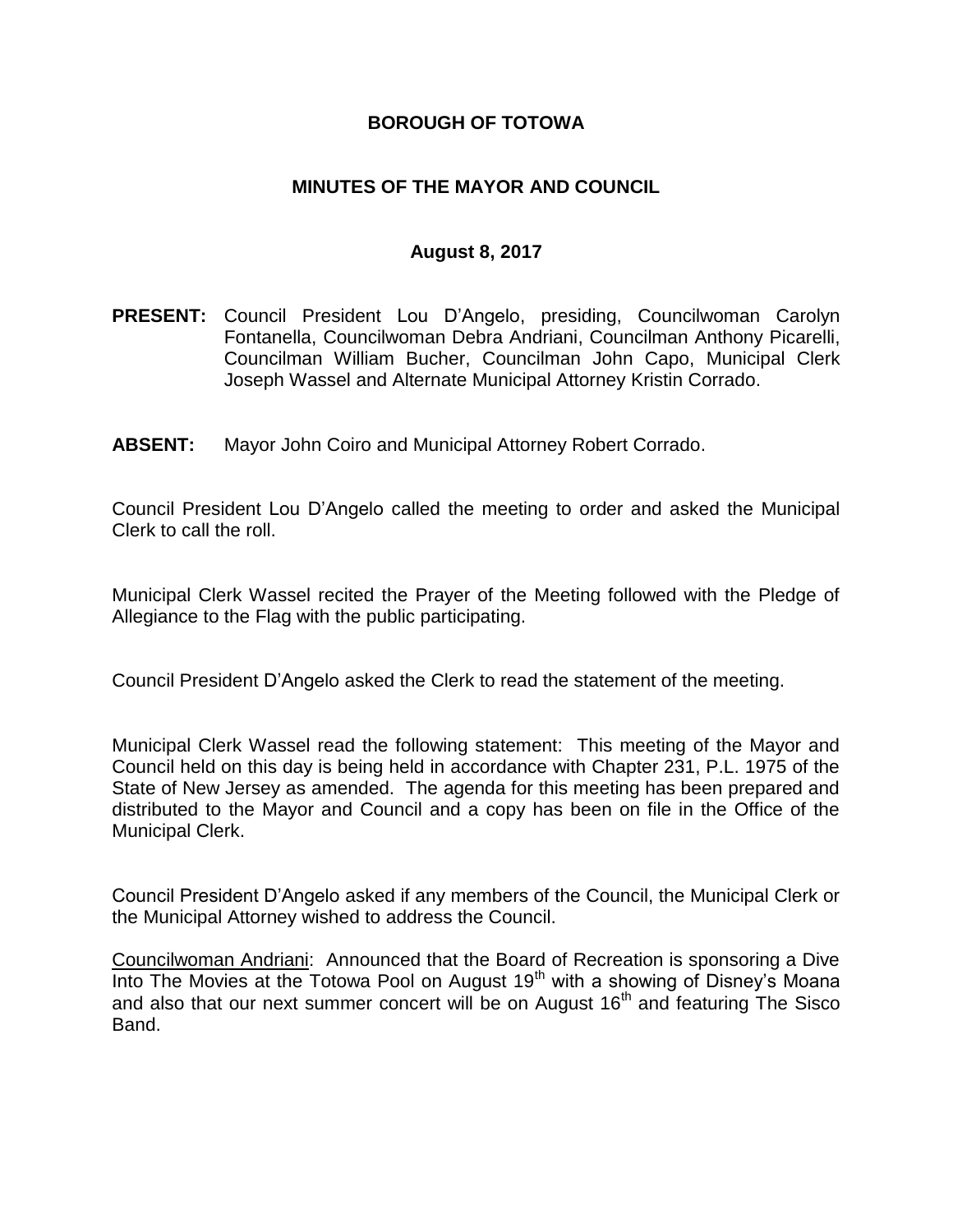# BOROUGH OF TOTOWA

## MINUTES OF THE MAYOR AND COUNCIL

### August 8, 2017

**PRESENT:** Council President Lou D'Angelo, presiding, Councilwoman Carolyn Fontanella, Councilwoman Debra Andriani, Councilman Anthony Picarelli, Councilman William Bucher, Councilman John Capo, Municipal Clerk Joseph Wassel and Alternate Municipal Attorney Kristin Corrado.

**ABSENT:** Mayor John Coiro and Municipal Attorney Robert Corrado.

Council President Lou D'Angelo called the meeting to order and asked the Municipal Clerk to call the roll.

Municipal Clerk Wassel recited the Prayer of the Meeting followed with the Pledge of Allegiance to the Flag with the public participating.

Council President D'Angelo asked the Clerk to read the statement of the meeting.

Municipal Clerk Wassel read the following statement: This meeting of the Mayor and Council held on this day is being held in accordance with Chapter 231, P.L. 1975 of the State of New Jersey as amended. The agenda for this meeting has been prepared and distributed to the Mayor and Council and a copy has been on file in the Office of the Municipal Clerk.

Council President D'Angelo asked if any members of the Council, the Municipal Clerk or the Municipal Attorney wished to address the Council.

Councilwoman Andriani: Announced that the Board of Recreation is sponsoring a Dive Into The Movies at the Totowa Pool on August 19th with a showing of Disney's Moana and also that our next summer concert will be on August 16th and featuring The Sisco Band.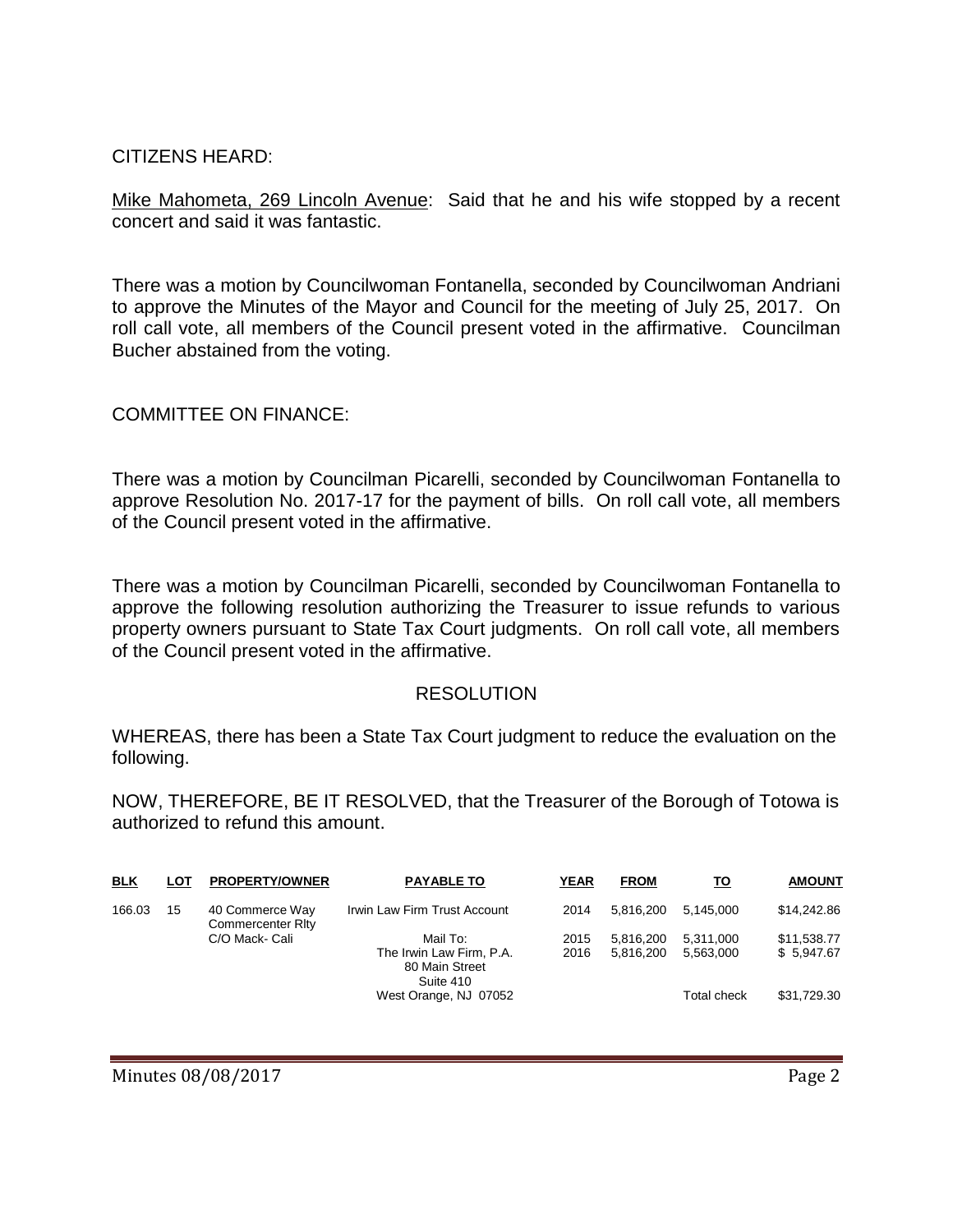CITIZENS HEARD:

Mike Mahometa, 269 Lincoln Avenue: Said that he and his wife stopped by a recent concert and said it was fantastic.

There was a motion by Councilwoman Fontanella, seconded by Councilwoman Andriani to approve the Minutes of the Mayor and Council for the meeting of July 25, 2017. On roll call vote, all members of the Council present voted in the affirmative. Councilman Bucher abstained from the voting.

COMMITTEE ON FINANCE:

There was a motion by Councilman Picarelli, seconded by Councilwoman Fontanella to approve Resolution No. 2017-17 for the payment of bills. On roll call vote, all members of the Council present voted in the affirmative.

There was a motion by Councilman Picarelli, seconded by Councilwoman Fontanella to approve the following resolution authorizing the Treasurer to issue refunds to various property owners pursuant to State Tax Court judgments. On roll call vote, all members of the Council present voted in the affirmative.

RESOLUTION

WHEREAS, there has been a State Tax Court judgment to reduce the evaluation on the following.

NOW, THEREFORE, BE IT RESOLVED, that the Treasurer of the Borough of Totowa is authorized to refund this amount.

| BLK | LOT | PROPERTY/OWNER | PAYABLE TO | YEAR | FROM | TO | AMOUNT |
|---|---|---|---|---|---|---|---|
| 166.03 | 15 | 40 Commerce Way Commercenter Rlty | Irwin Law Firm Trust Account | 2014 | 5,816,200 | 5,145,000 | $14,242.86 |
| | | C/O Mack- Cali | Mail To: | 2015 | 5,816,200 | 5,311,000 | $11,538.77 |
| | | | The Irwin Law Firm, P.A. 80 Main Street Suite 410 | 2016 | 5,816,200 | 5,563,000 | $ 5,947.67 |
| | | | West Orange, NJ 07052 | | | Total check | $31,729.30 |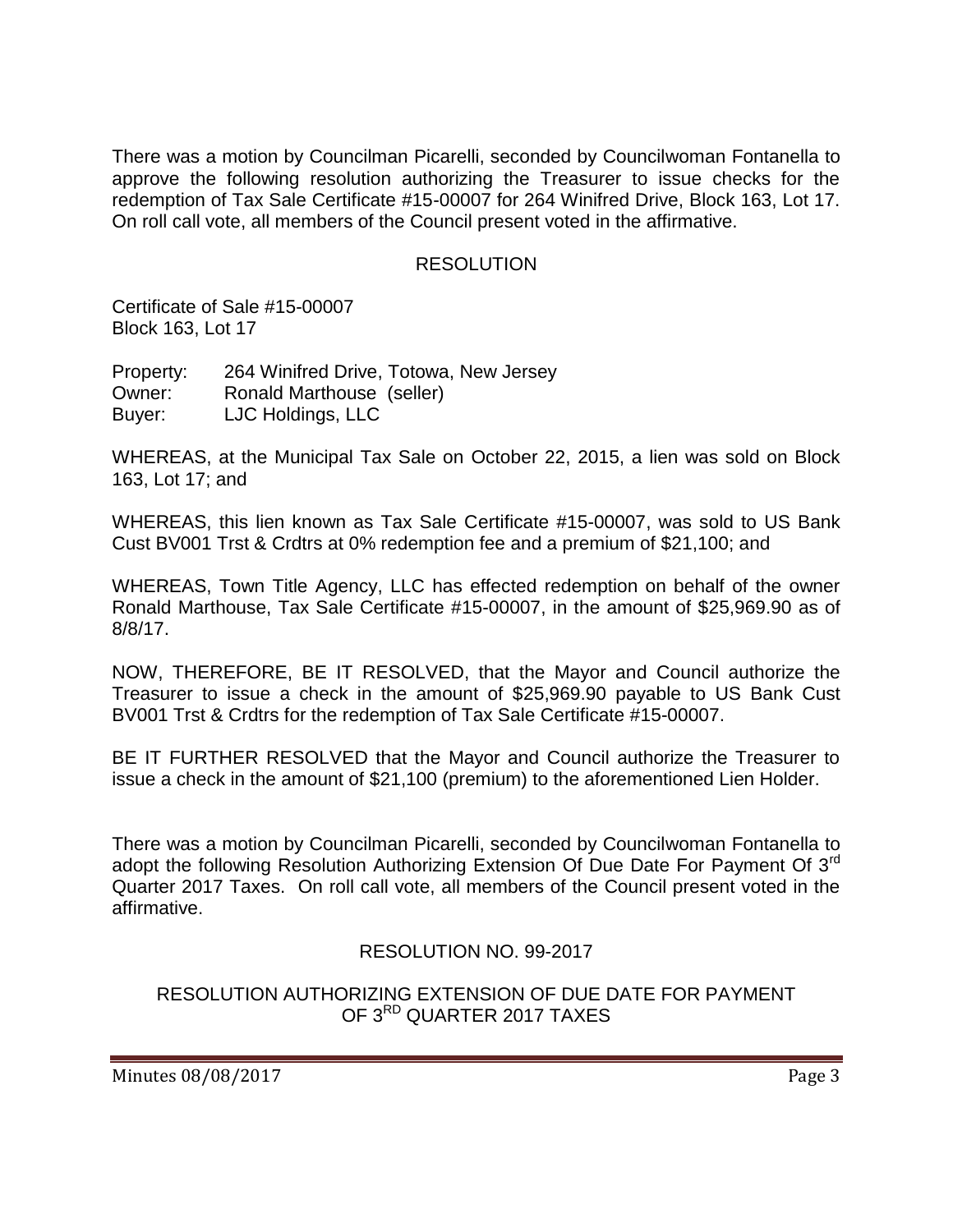There was a motion by Councilman Picarelli, seconded by Councilwoman Fontanella to approve the following resolution authorizing the Treasurer to issue checks for the redemption of Tax Sale Certificate #15-00007 for 264 Winifred Drive, Block 163, Lot 17. On roll call vote, all members of the Council present voted in the affirmative.

## RESOLUTION

Certificate of Sale #15-00007
Block 163, Lot 17

Property: 264 Winifred Drive, Totowa, New Jersey
Owner: Ronald Marthouse (seller)
Buyer: LJC Holdings, LLC

WHEREAS, at the Municipal Tax Sale on October 22, 2015, a lien was sold on Block 163, Lot 17; and

WHEREAS, this lien known as Tax Sale Certificate #15-00007, was sold to US Bank Cust BV001 Trst & Crdtrs at 0% redemption fee and a premium of $21,100; and

WHEREAS, Town Title Agency, LLC has effected redemption on behalf of the owner Ronald Marthouse, Tax Sale Certificate #15-00007, in the amount of $25,969.90 as of 8/8/17.

NOW, THEREFORE, BE IT RESOLVED, that the Mayor and Council authorize the Treasurer to issue a check in the amount of $25,969.90 payable to US Bank Cust BV001 Trst & Crdtrs for the redemption of Tax Sale Certificate #15-00007.

BE IT FURTHER RESOLVED that the Mayor and Council authorize the Treasurer to issue a check in the amount of $21,100 (premium) to the aforementioned Lien Holder.

There was a motion by Councilman Picarelli, seconded by Councilwoman Fontanella to adopt the following Resolution Authorizing Extension Of Due Date For Payment Of 3rd Quarter 2017 Taxes. On roll call vote, all members of the Council present voted in the affirmative.

## RESOLUTION NO. 99-2017

### RESOLUTION AUTHORIZING EXTENSION OF DUE DATE FOR PAYMENT OF 3RD QUARTER 2017 TAXES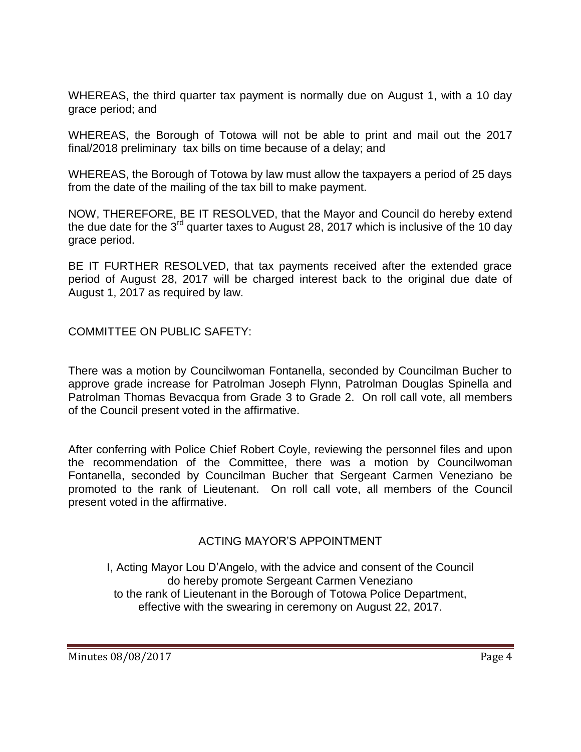WHEREAS, the third quarter tax payment is normally due on August 1, with a 10 day grace period; and

WHEREAS, the Borough of Totowa will not be able to print and mail out the 2017 final/2018 preliminary tax bills on time because of a delay; and

WHEREAS, the Borough of Totowa by law must allow the taxpayers a period of 25 days from the date of the mailing of the tax bill to make payment.

NOW, THEREFORE, BE IT RESOLVED, that the Mayor and Council do hereby extend the due date for the 3rd quarter taxes to August 28, 2017 which is inclusive of the 10 day grace period.

BE IT FURTHER RESOLVED, that tax payments received after the extended grace period of August 28, 2017 will be charged interest back to the original due date of August 1, 2017 as required by law.

COMMITTEE ON PUBLIC SAFETY:

There was a motion by Councilwoman Fontanella, seconded by Councilman Bucher to approve grade increase for Patrolman Joseph Flynn, Patrolman Douglas Spinella and Patrolman Thomas Bevacqua from Grade 3 to Grade 2. On roll call vote, all members of the Council present voted in the affirmative.

After conferring with Police Chief Robert Coyle, reviewing the personnel files and upon the recommendation of the Committee, there was a motion by Councilwoman Fontanella, seconded by Councilman Bucher that Sergeant Carmen Veneziano be promoted to the rank of Lieutenant. On roll call vote, all members of the Council present voted in the affirmative.

## ACTING MAYOR'S APPOINTMENT

I, Acting Mayor Lou D'Angelo, with the advice and consent of the Council do hereby promote Sergeant Carmen Veneziano to the rank of Lieutenant in the Borough of Totowa Police Department, effective with the swearing in ceremony on August 22, 2017.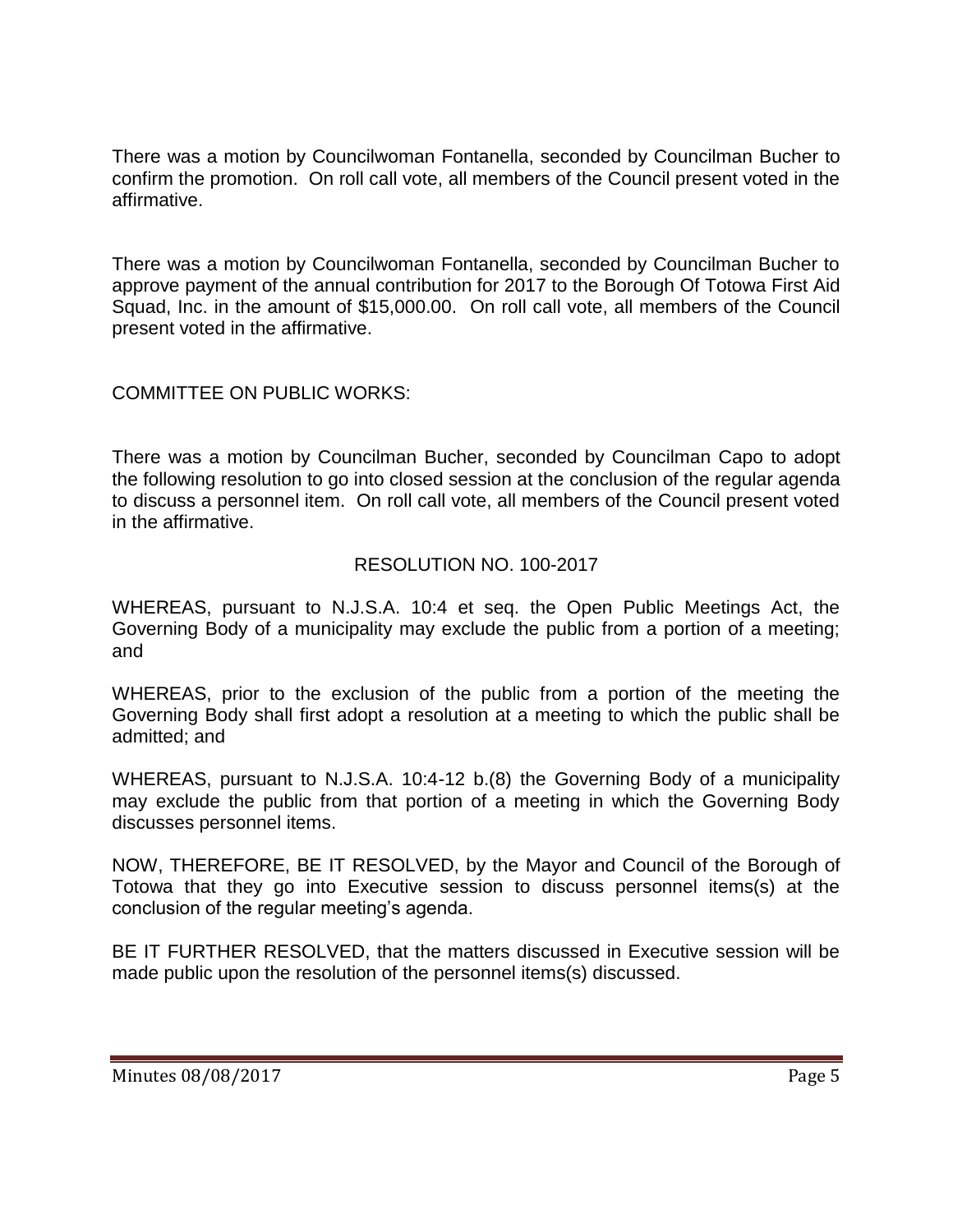There was a motion by Councilwoman Fontanella, seconded by Councilman Bucher to confirm the promotion. On roll call vote, all members of the Council present voted in the affirmative.

There was a motion by Councilwoman Fontanella, seconded by Councilman Bucher to approve payment of the annual contribution for 2017 to the Borough Of Totowa First Aid Squad, Inc. in the amount of $15,000.00. On roll call vote, all members of the Council present voted in the affirmative.

COMMITTEE ON PUBLIC WORKS:

There was a motion by Councilman Bucher, seconded by Councilman Capo to adopt the following resolution to go into closed session at the conclusion of the regular agenda to discuss a personnel item. On roll call vote, all members of the Council present voted in the affirmative.

RESOLUTION NO. 100-2017

WHEREAS, pursuant to N.J.S.A. 10:4 et seq. the Open Public Meetings Act, the Governing Body of a municipality may exclude the public from a portion of a meeting; and

WHEREAS, prior to the exclusion of the public from a portion of the meeting the Governing Body shall first adopt a resolution at a meeting to which the public shall be admitted; and

WHEREAS, pursuant to N.J.S.A. 10:4-12 b.(8) the Governing Body of a municipality may exclude the public from that portion of a meeting in which the Governing Body discusses personnel items.

NOW, THEREFORE, BE IT RESOLVED, by the Mayor and Council of the Borough of Totowa that they go into Executive session to discuss personnel items(s) at the conclusion of the regular meeting's agenda.

BE IT FURTHER RESOLVED, that the matters discussed in Executive session will be made public upon the resolution of the personnel items(s) discussed.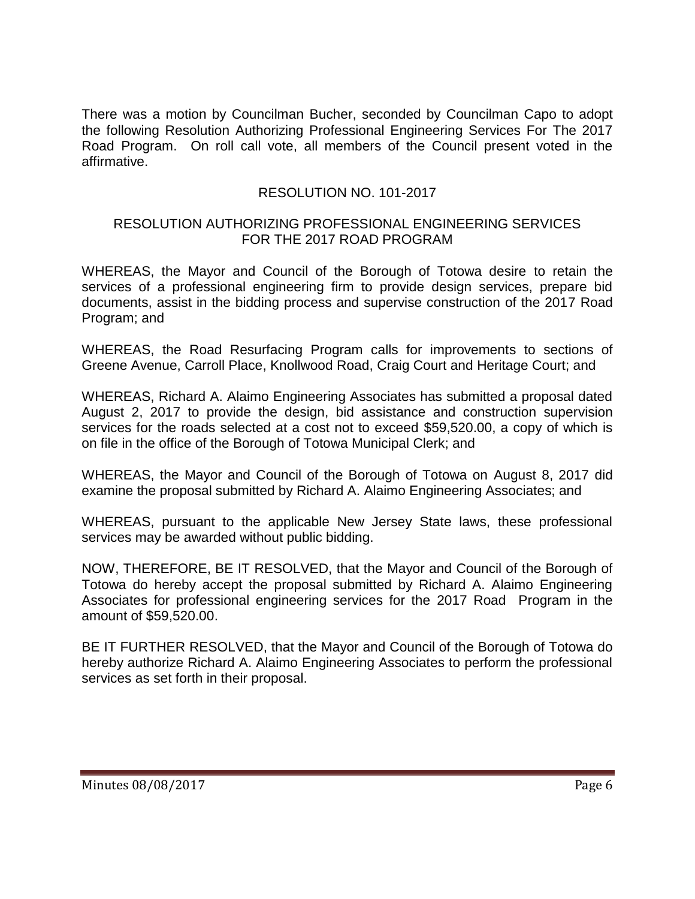There was a motion by Councilman Bucher, seconded by Councilman Capo to adopt the following Resolution Authorizing Professional Engineering Services For The 2017 Road Program. On roll call vote, all members of the Council present voted in the affirmative.

RESOLUTION NO. 101-2017

RESOLUTION AUTHORIZING PROFESSIONAL ENGINEERING SERVICES FOR THE 2017 ROAD PROGRAM

WHEREAS, the Mayor and Council of the Borough of Totowa desire to retain the services of a professional engineering firm to provide design services, prepare bid documents, assist in the bidding process and supervise construction of the 2017 Road Program; and

WHEREAS, the Road Resurfacing Program calls for improvements to sections of Greene Avenue, Carroll Place, Knollwood Road, Craig Court and Heritage Court; and

WHEREAS, Richard A. Alaimo Engineering Associates has submitted a proposal dated August 2, 2017 to provide the design, bid assistance and construction supervision services for the roads selected at a cost not to exceed $59,520.00, a copy of which is on file in the office of the Borough of Totowa Municipal Clerk; and

WHEREAS, the Mayor and Council of the Borough of Totowa on August 8, 2017 did examine the proposal submitted by Richard A. Alaimo Engineering Associates; and

WHEREAS, pursuant to the applicable New Jersey State laws, these professional services may be awarded without public bidding.

NOW, THEREFORE, BE IT RESOLVED, that the Mayor and Council of the Borough of Totowa do hereby accept the proposal submitted by Richard A. Alaimo Engineering Associates for professional engineering services for the 2017 Road Program in the amount of $59,520.00.

BE IT FURTHER RESOLVED, that the Mayor and Council of the Borough of Totowa do hereby authorize Richard A. Alaimo Engineering Associates to perform the professional services as set forth in their proposal.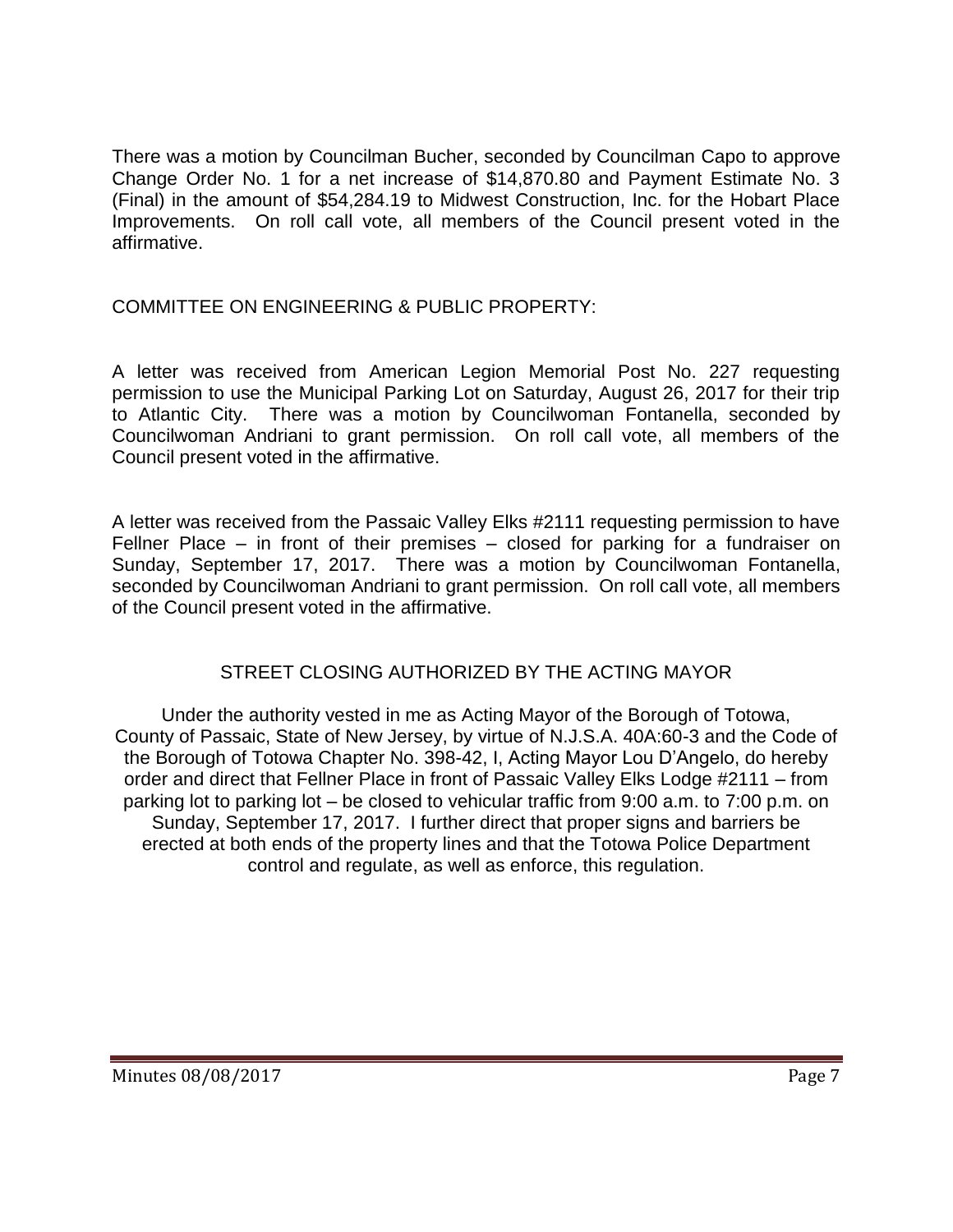There was a motion by Councilman Bucher, seconded by Councilman Capo to approve Change Order No. 1 for a net increase of $14,870.80 and Payment Estimate No. 3 (Final) in the amount of $54,284.19 to Midwest Construction, Inc. for the Hobart Place Improvements. On roll call vote, all members of the Council present voted in the affirmative.

COMMITTEE ON ENGINEERING & PUBLIC PROPERTY:

A letter was received from American Legion Memorial Post No. 227 requesting permission to use the Municipal Parking Lot on Saturday, August 26, 2017 for their trip to Atlantic City. There was a motion by Councilwoman Fontanella, seconded by Councilwoman Andriani to grant permission. On roll call vote, all members of the Council present voted in the affirmative.

A letter was received from the Passaic Valley Elks #2111 requesting permission to have Fellner Place – in front of their premises – closed for parking for a fundraiser on Sunday, September 17, 2017. There was a motion by Councilwoman Fontanella, seconded by Councilwoman Andriani to grant permission. On roll call vote, all members of the Council present voted in the affirmative.

STREET CLOSING AUTHORIZED BY THE ACTING MAYOR

Under the authority vested in me as Acting Mayor of the Borough of Totowa, County of Passaic, State of New Jersey, by virtue of N.J.S.A. 40A:60-3 and the Code of the Borough of Totowa Chapter No. 398-42, I, Acting Mayor Lou D'Angelo, do hereby order and direct that Fellner Place in front of Passaic Valley Elks Lodge #2111 – from parking lot to parking lot – be closed to vehicular traffic from 9:00 a.m. to 7:00 p.m. on Sunday, September 17, 2017. I further direct that proper signs and barriers be erected at both ends of the property lines and that the Totowa Police Department control and regulate, as well as enforce, this regulation.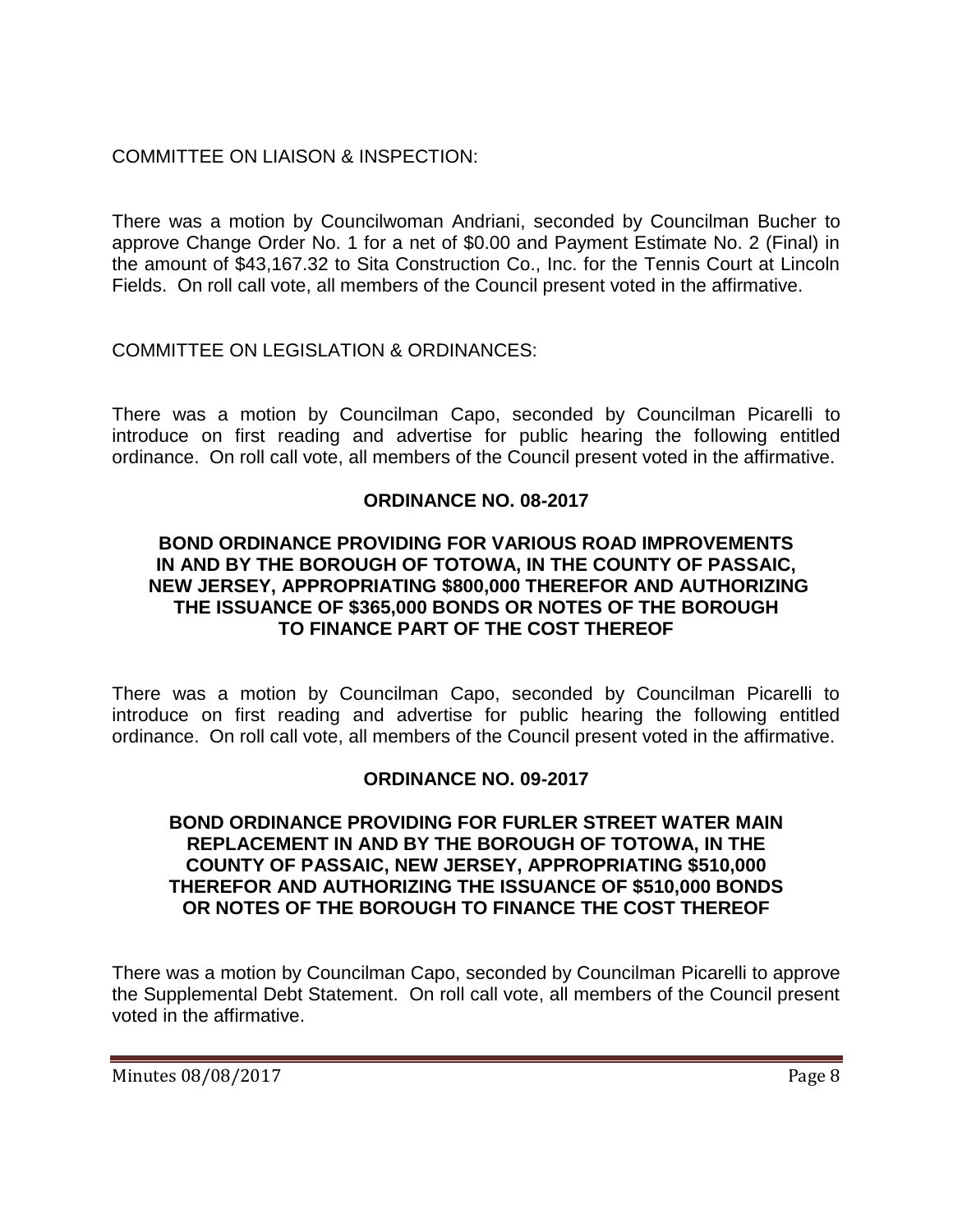COMMITTEE ON LIAISON & INSPECTION:

There was a motion by Councilwoman Andriani, seconded by Councilman Bucher to approve Change Order No. 1 for a net of $0.00 and Payment Estimate No. 2 (Final) in the amount of $43,167.32 to Sita Construction Co., Inc. for the Tennis Court at Lincoln Fields. On roll call vote, all members of the Council present voted in the affirmative.

COMMITTEE ON LEGISLATION & ORDINANCES:

There was a motion by Councilman Capo, seconded by Councilman Picarelli to introduce on first reading and advertise for public hearing the following entitled ordinance. On roll call vote, all members of the Council present voted in the affirmative.

**ORDINANCE NO. 08-2017**

**BOND ORDINANCE PROVIDING FOR VARIOUS ROAD IMPROVEMENTS IN AND BY THE BOROUGH OF TOTOWA, IN THE COUNTY OF PASSAIC, NEW JERSEY, APPROPRIATING $800,000 THEREFOR AND AUTHORIZING THE ISSUANCE OF $365,000 BONDS OR NOTES OF THE BOROUGH TO FINANCE PART OF THE COST THEREOF**

There was a motion by Councilman Capo, seconded by Councilman Picarelli to introduce on first reading and advertise for public hearing the following entitled ordinance. On roll call vote, all members of the Council present voted in the affirmative.

**ORDINANCE NO. 09-2017**

**BOND ORDINANCE PROVIDING FOR FURLER STREET WATER MAIN REPLACEMENT IN AND BY THE BOROUGH OF TOTOWA, IN THE COUNTY OF PASSAIC, NEW JERSEY, APPROPRIATING $510,000 THEREFOR AND AUTHORIZING THE ISSUANCE OF $510,000 BONDS OR NOTES OF THE BOROUGH TO FINANCE THE COST THEREOF**

There was a motion by Councilman Capo, seconded by Councilman Picarelli to approve the Supplemental Debt Statement. On roll call vote, all members of the Council present voted in the affirmative.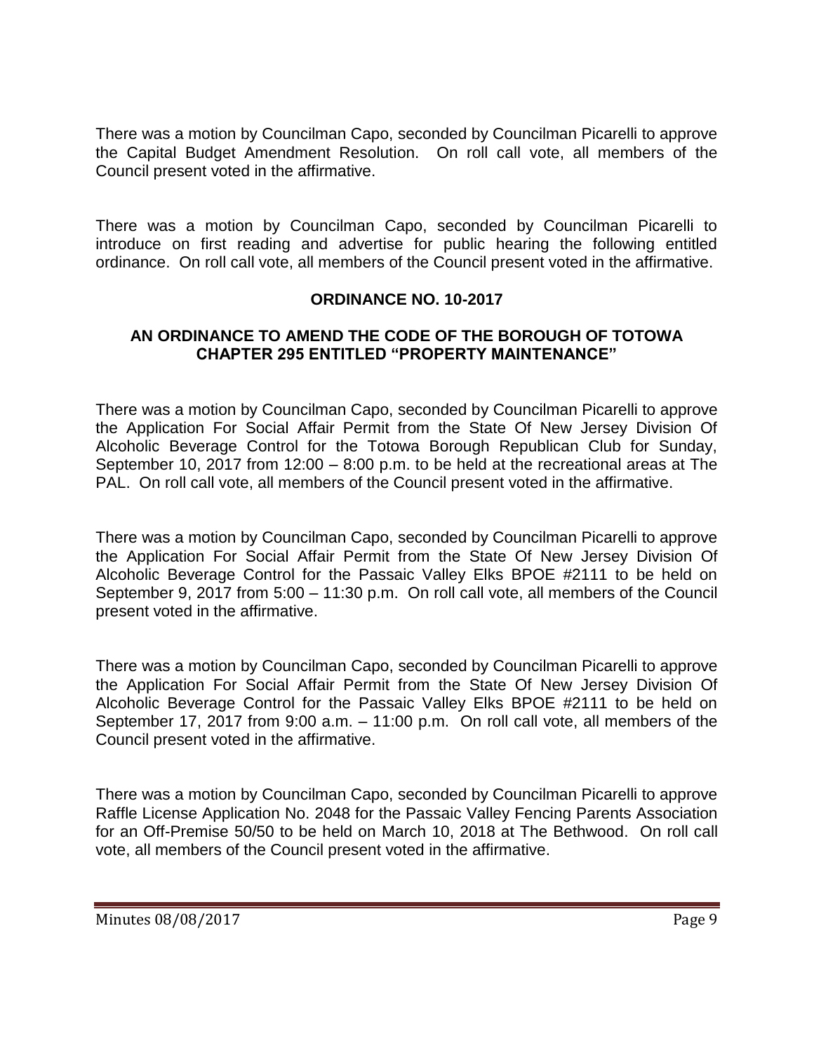There was a motion by Councilman Capo, seconded by Councilman Picarelli to approve the Capital Budget Amendment Resolution. On roll call vote, all members of the Council present voted in the affirmative.

There was a motion by Councilman Capo, seconded by Councilman Picarelli to introduce on first reading and advertise for public hearing the following entitled ordinance. On roll call vote, all members of the Council present voted in the affirmative.

**ORDINANCE NO. 10-2017**

**AN ORDINANCE TO AMEND THE CODE OF THE BOROUGH OF TOTOWA CHAPTER 295 ENTITLED "PROPERTY MAINTENANCE"**

There was a motion by Councilman Capo, seconded by Councilman Picarelli to approve the Application For Social Affair Permit from the State Of New Jersey Division Of Alcoholic Beverage Control for the Totowa Borough Republican Club for Sunday, September 10, 2017 from 12:00 – 8:00 p.m. to be held at the recreational areas at The PAL. On roll call vote, all members of the Council present voted in the affirmative.

There was a motion by Councilman Capo, seconded by Councilman Picarelli to approve the Application For Social Affair Permit from the State Of New Jersey Division Of Alcoholic Beverage Control for the Passaic Valley Elks BPOE #2111 to be held on September 9, 2017 from 5:00 – 11:30 p.m. On roll call vote, all members of the Council present voted in the affirmative.

There was a motion by Councilman Capo, seconded by Councilman Picarelli to approve the Application For Social Affair Permit from the State Of New Jersey Division Of Alcoholic Beverage Control for the Passaic Valley Elks BPOE #2111 to be held on September 17, 2017 from 9:00 a.m. – 11:00 p.m. On roll call vote, all members of the Council present voted in the affirmative.

There was a motion by Councilman Capo, seconded by Councilman Picarelli to approve Raffle License Application No. 2048 for the Passaic Valley Fencing Parents Association for an Off-Premise 50/50 to be held on March 10, 2018 at The Bethwood. On roll call vote, all members of the Council present voted in the affirmative.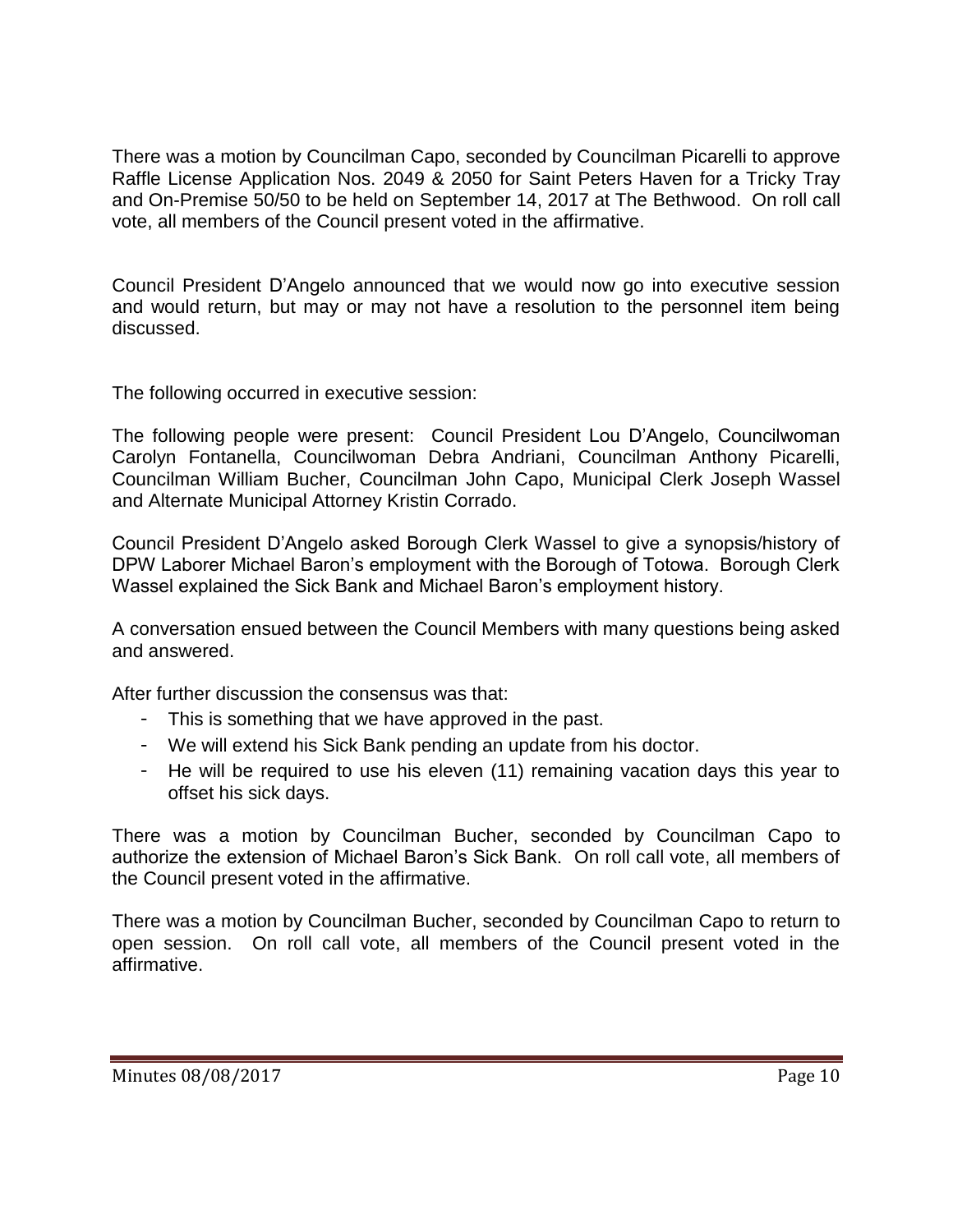There was a motion by Councilman Capo, seconded by Councilman Picarelli to approve Raffle License Application Nos. 2049 & 2050 for Saint Peters Haven for a Tricky Tray and On-Premise 50/50 to be held on September 14, 2017 at The Bethwood. On roll call vote, all members of the Council present voted in the affirmative.

Council President D'Angelo announced that we would now go into executive session and would return, but may or may not have a resolution to the personnel item being discussed.

The following occurred in executive session:

The following people were present: Council President Lou D'Angelo, Councilwoman Carolyn Fontanella, Councilwoman Debra Andriani, Councilman Anthony Picarelli, Councilman William Bucher, Councilman John Capo, Municipal Clerk Joseph Wassel and Alternate Municipal Attorney Kristin Corrado.

Council President D'Angelo asked Borough Clerk Wassel to give a synopsis/history of DPW Laborer Michael Baron's employment with the Borough of Totowa. Borough Clerk Wassel explained the Sick Bank and Michael Baron's employment history.

A conversation ensued between the Council Members with many questions being asked and answered.

After further discussion the consensus was that:

- This is something that we have approved in the past.
- We will extend his Sick Bank pending an update from his doctor.
- He will be required to use his eleven (11) remaining vacation days this year to offset his sick days.

There was a motion by Councilman Bucher, seconded by Councilman Capo to authorize the extension of Michael Baron's Sick Bank. On roll call vote, all members of the Council present voted in the affirmative.

There was a motion by Councilman Bucher, seconded by Councilman Capo to return to open session. On roll call vote, all members of the Council present voted in the affirmative.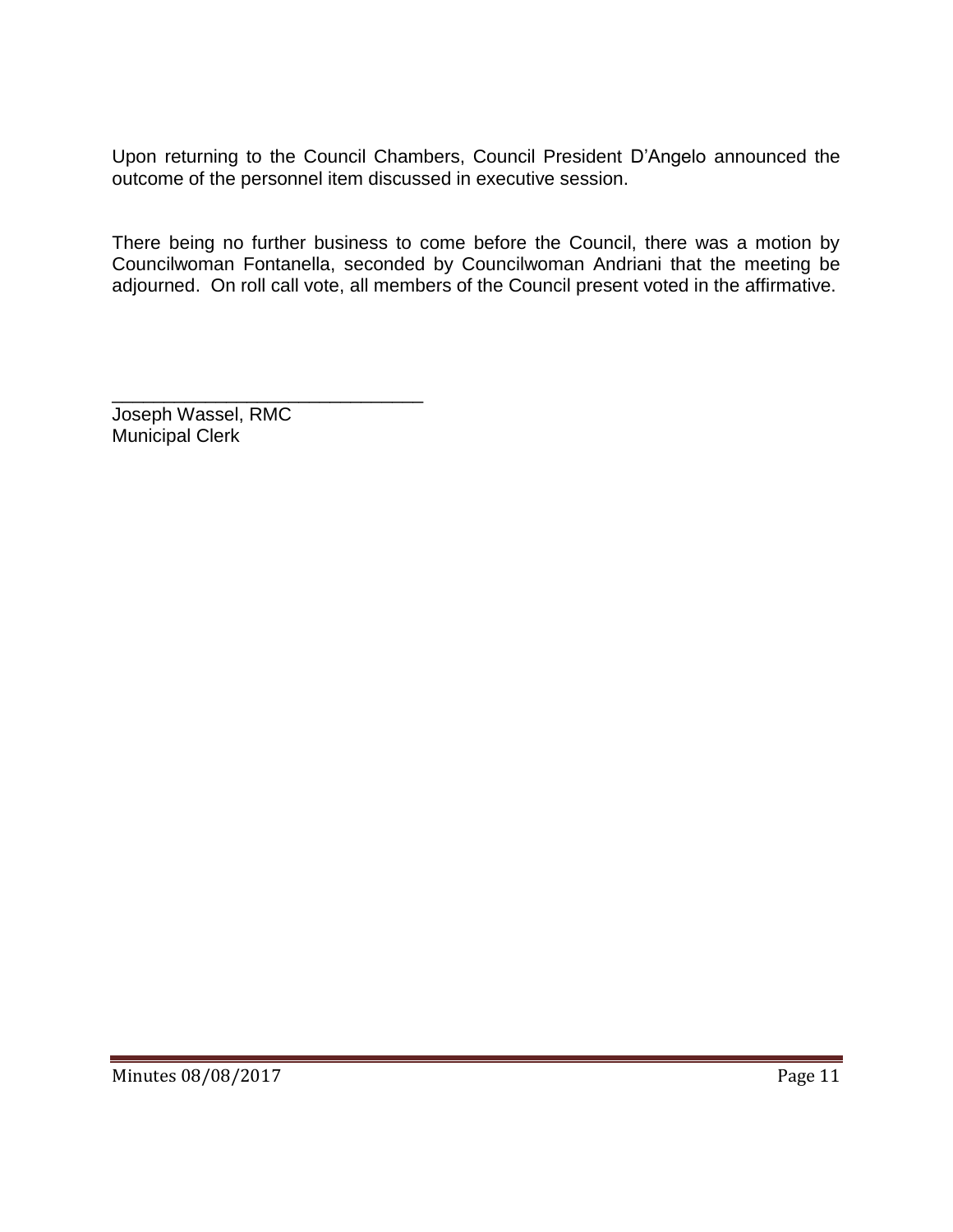Upon returning to the Council Chambers, Council President D'Angelo announced the outcome of the personnel item discussed in executive session.

There being no further business to come before the Council, there was a motion by Councilwoman Fontanella, seconded by Councilwoman Andriani that the meeting be adjourned. On roll call vote, all members of the Council present voted in the affirmative.

_______________________________
Joseph Wassel, RMC
Municipal Clerk